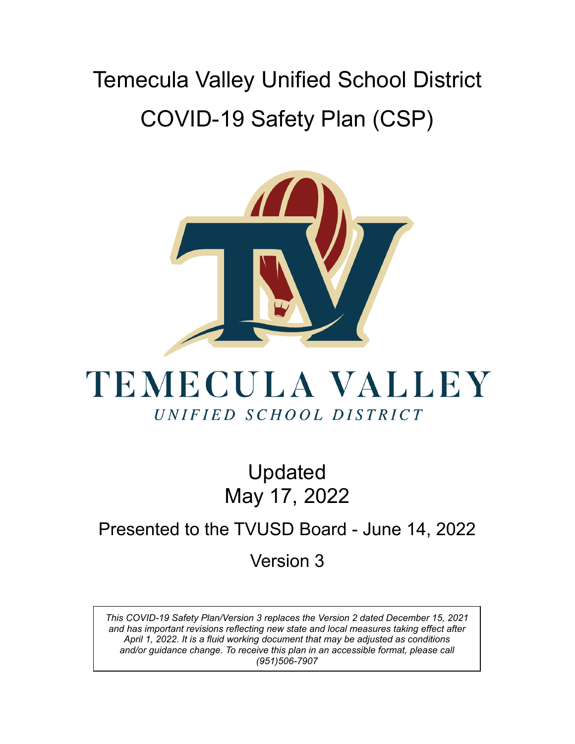# Temecula Valley Unified School District

# COVID-19 Safety Plan (CSP)

TEMECULA VALLEY

*UNIFIED SCHOOL DISTRICT*

Updated
May 17, 2022

Presented to the TVUSD Board - June 14, 2022

Version 3

*This COVID-19 Safety Plan/Version 3 replaces the Version 2 dated December 15, 2021 and has important revisions reflecting new state and local measures taking effect after April 1, 2022. It is a fluid working document that may be adjusted as conditions and/or guidance change. To receive this plan in an accessible format, please call (951)506-7907*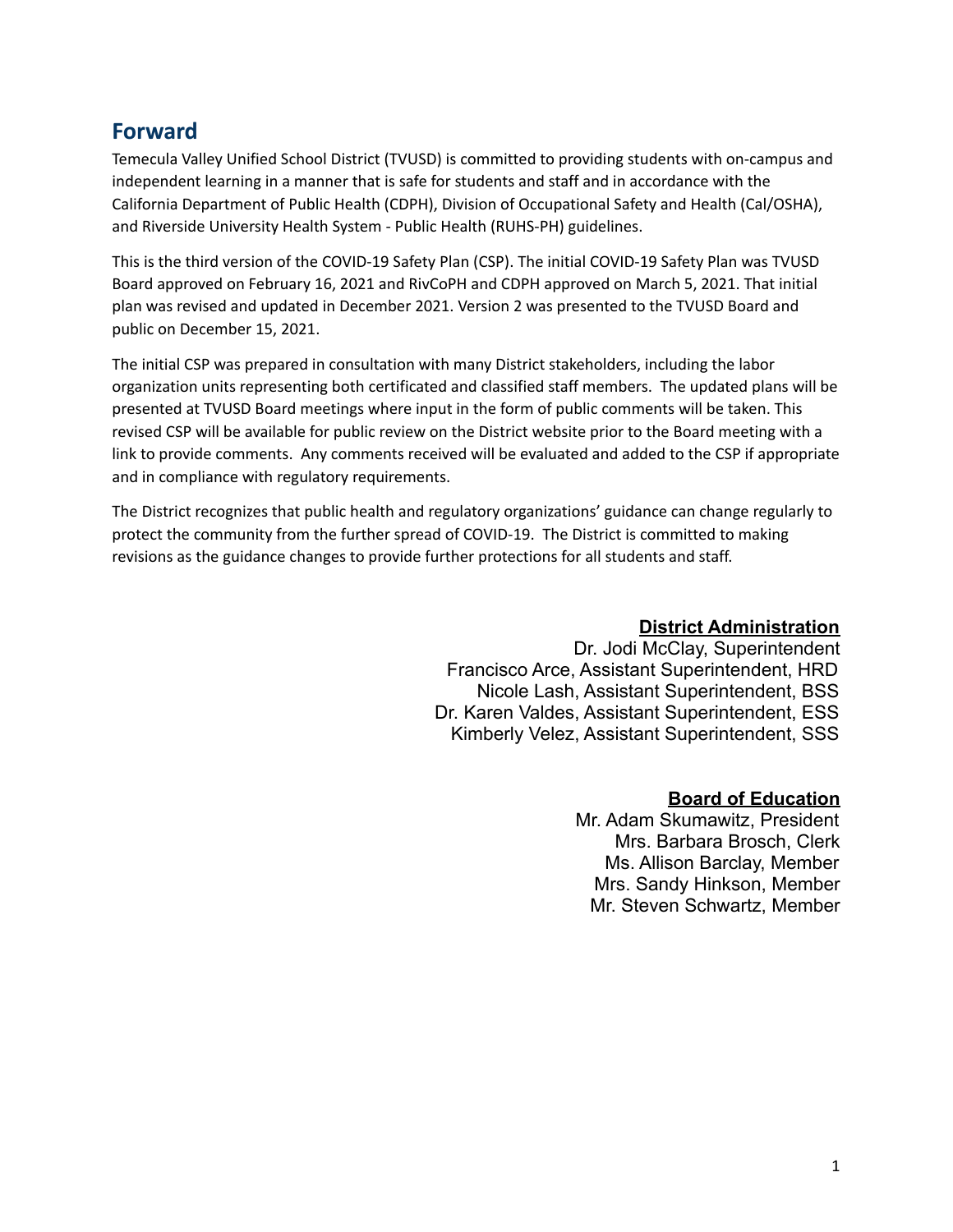## Forward

Temecula Valley Unified School District (TVUSD) is committed to providing students with on-campus and independent learning in a manner that is safe for students and staff and in accordance with the California Department of Public Health (CDPH), Division of Occupational Safety and Health (Cal/OSHA), and Riverside University Health System - Public Health (RUHS-PH) guidelines.

This is the third version of the COVID-19 Safety Plan (CSP). The initial COVID-19 Safety Plan was TVUSD Board approved on February 16, 2021 and RivCoPH and CDPH approved on March 5, 2021. That initial plan was revised and updated in December 2021. Version 2 was presented to the TVUSD Board and public on December 15, 2021.

The initial CSP was prepared in consultation with many District stakeholders, including the labor organization units representing both certificated and classified staff members. The updated plans will be presented at TVUSD Board meetings where input in the form of public comments will be taken. This revised CSP will be available for public review on the District website prior to the Board meeting with a link to provide comments. Any comments received will be evaluated and added to the CSP if appropriate and in compliance with regulatory requirements.

The District recognizes that public health and regulatory organizations' guidance can change regularly to protect the community from the further spread of COVID-19. The District is committed to making revisions as the guidance changes to provide further protections for all students and staff.

**District Administration**

Dr. Jodi McClay, Superintendent
Francisco Arce, Assistant Superintendent, HRD
Nicole Lash, Assistant Superintendent, BSS
Dr. Karen Valdes, Assistant Superintendent, ESS
Kimberly Velez, Assistant Superintendent, SSS

**Board of Education**

Mr. Adam Skumawitz, President
Mrs. Barbara Brosch, Clerk
Ms. Allison Barclay, Member
Mrs. Sandy Hinkson, Member
Mr. Steven Schwartz, Member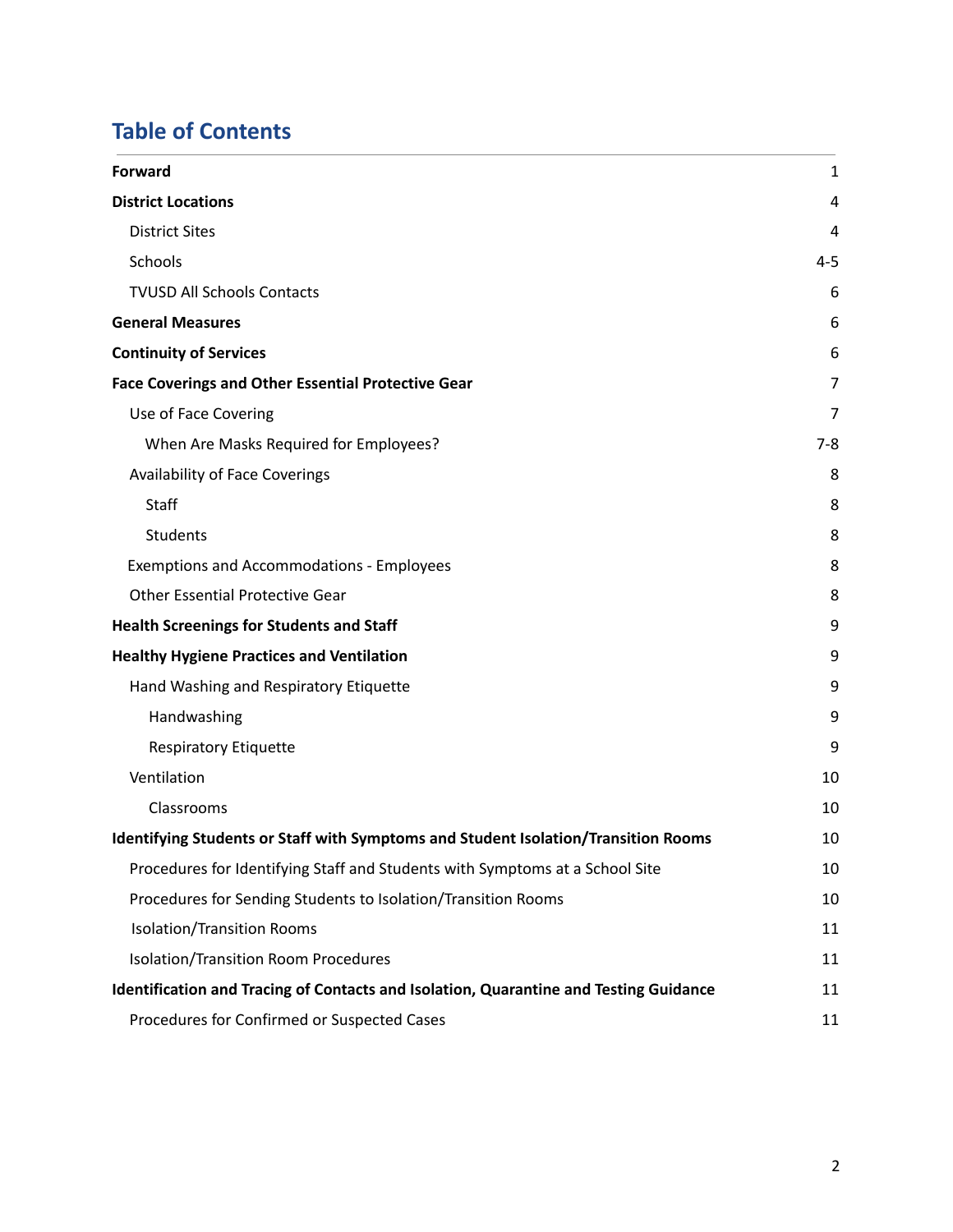## Table of Contents

| | |
|---|---|
| **Forward** | 1 |
| **District Locations** | 4 |
| District Sites | 4 |
| Schools | 4-5 |
| TVUSD All Schools Contacts | 6 |
| **General Measures** | 6 |
| **Continuity of Services** | 6 |
| **Face Coverings and Other Essential Protective Gear** | 7 |
| Use of Face Covering | 7 |
| When Are Masks Required for Employees? | 7-8 |
| Availability of Face Coverings | 8 |
| Staff | 8 |
| Students | 8 |
| Exemptions and Accommodations - Employees | 8 |
| Other Essential Protective Gear | 8 |
| **Health Screenings for Students and Staff** | 9 |
| **Healthy Hygiene Practices and Ventilation** | 9 |
| Hand Washing and Respiratory Etiquette | 9 |
| Handwashing | 9 |
| Respiratory Etiquette | 9 |
| Ventilation | 10 |
| Classrooms | 10 |
| **Identifying Students or Staff with Symptoms and Student Isolation/Transition Rooms** | 10 |
| Procedures for Identifying Staff and Students with Symptoms at a School Site | 10 |
| Procedures for Sending Students to Isolation/Transition Rooms | 10 |
| Isolation/Transition Rooms | 11 |
| Isolation/Transition Room Procedures | 11 |
| **Identification and Tracing of Contacts and Isolation, Quarantine and Testing Guidance** | 11 |
| Procedures for Confirmed or Suspected Cases | 11 |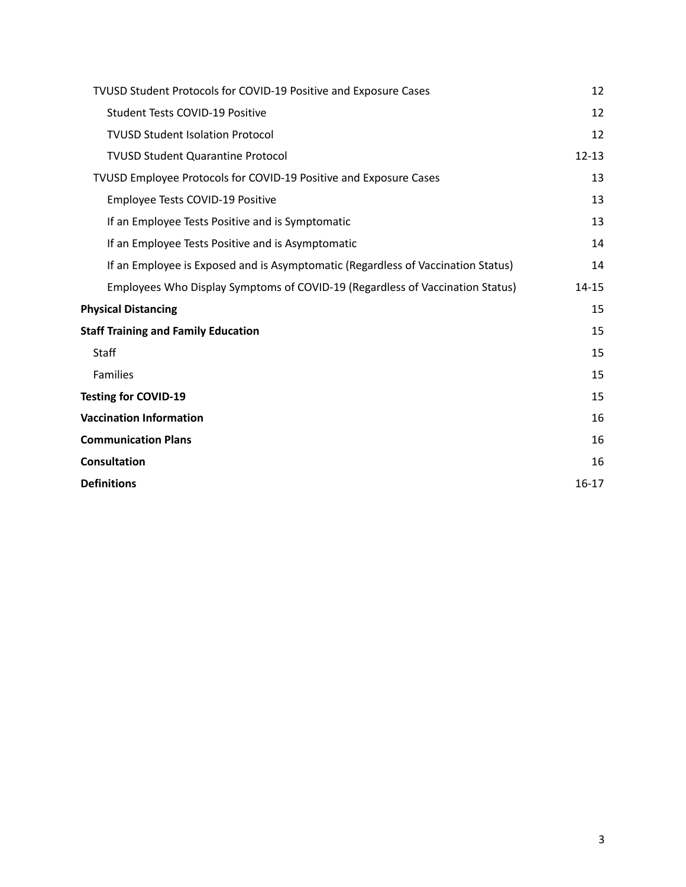| | |
|---|---|
| TVUSD Student Protocols for COVID-19 Positive and Exposure Cases | 12 |
| Student Tests COVID-19 Positive | 12 |
| TVUSD Student Isolation Protocol | 12 |
| TVUSD Student Quarantine Protocol | 12-13 |
| TVUSD Employee Protocols for COVID-19 Positive and Exposure Cases | 13 |
| Employee Tests COVID-19 Positive | 13 |
| If an Employee Tests Positive and is Symptomatic | 13 |
| If an Employee Tests Positive and is Asymptomatic | 14 |
| If an Employee is Exposed and is Asymptomatic (Regardless of Vaccination Status) | 14 |
| Employees Who Display Symptoms of COVID-19 (Regardless of Vaccination Status) | 14-15 |
| **Physical Distancing** | 15 |
| **Staff Training and Family Education** | 15 |
| Staff | 15 |
| Families | 15 |
| **Testing for COVID-19** | 15 |
| **Vaccination Information** | 16 |
| **Communication Plans** | 16 |
| **Consultation** | 16 |
| **Definitions** | 16-17 |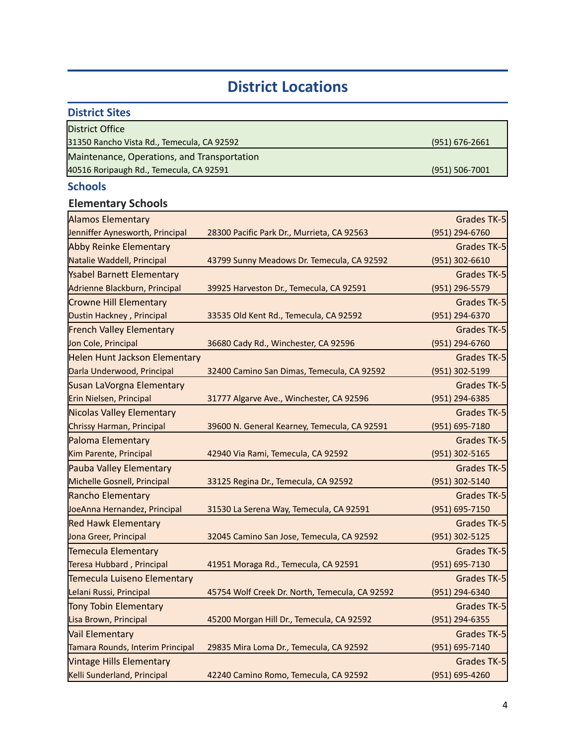# District Locations

## District Sites

| District Site | Address | Phone |
|---|---|---|
| District Office | 31350 Rancho Vista Rd., Temecula, CA 92592 | (951) 676-2661 |
| Maintenance, Operations, and Transportation | 40516 Roripaugh Rd., Temecula, CA 92591 | (951) 506-7001 |

## Schools

### Elementary Schools

| School | Principal | Address | Phone | Grades |
|---|---|---|---|---|
| Alamos Elementary | Jenniffer Aynesworth, Principal | 28300 Pacific Park Dr., Murrieta, CA 92563 | (951) 294-6760 | Grades TK-5 |
| Abby Reinke Elementary | Natalie Waddell, Principal | 43799 Sunny Meadows Dr. Temecula, CA 92592 | (951) 302-6610 | Grades TK-5 |
| Ysabel Barnett Elementary | Adrienne Blackburn, Principal | 39925 Harveston Dr., Temecula, CA 92591 | (951) 296-5579 | Grades TK-5 |
| Crowne Hill Elementary | Dustin Hackney , Principal | 33535 Old Kent Rd., Temecula, CA 92592 | (951) 294-6370 | Grades TK-5 |
| French Valley Elementary | Jon Cole, Principal | 36680 Cady Rd., Winchester, CA 92596 | (951) 294-6760 | Grades TK-5 |
| Helen Hunt Jackson Elementary | Darla Underwood, Principal | 32400 Camino San Dimas, Temecula, CA 92592 | (951) 302-5199 | Grades TK-5 |
| Susan LaVorgna Elementary | Erin Nielsen, Principal | 31777 Algarve Ave., Winchester, CA 92596 | (951) 294-6385 | Grades TK-5 |
| Nicolas Valley Elementary | Chrissy Harman, Principal | 39600 N. General Kearney, Temecula, CA 92591 | (951) 695-7180 | Grades TK-5 |
| Paloma Elementary | Kim Parente, Principal | 42940 Via Rami, Temecula, CA 92592 | (951) 302-5165 | Grades TK-5 |
| Pauba Valley Elementary | Michelle Gosnell, Principal | 33125 Regina Dr., Temecula, CA 92592 | (951) 302-5140 | Grades TK-5 |
| Rancho Elementary | JoeAnna Hernandez, Principal | 31530 La Serena Way, Temecula, CA 92591 | (951) 695-7150 | Grades TK-5 |
| Red Hawk Elementary | Jona Greer, Principal | 32045 Camino San Jose, Temecula, CA 92592 | (951) 302-5125 | Grades TK-5 |
| Temecula Elementary | Teresa Hubbard , Principal | 41951 Moraga Rd., Temecula, CA 92591 | (951) 695-7130 | Grades TK-5 |
| Temecula Luiseno Elementary | Lelani Russi, Principal | 45754 Wolf Creek Dr. North, Temecula, CA 92592 | (951) 294-6340 | Grades TK-5 |
| Tony Tobin Elementary | Lisa Brown, Principal | 45200 Morgan Hill Dr., Temecula, CA 92592 | (951) 294-6355 | Grades TK-5 |
| Vail Elementary | Tamara Rounds, Interim Principal | 29835 Mira Loma Dr., Temecula, CA 92592 | (951) 695-7140 | Grades TK-5 |
| Vintage Hills Elementary | Kelli Sunderland, Principal | 42240 Camino Romo, Temecula, CA 92592 | (951) 695-4260 | Grades TK-5 |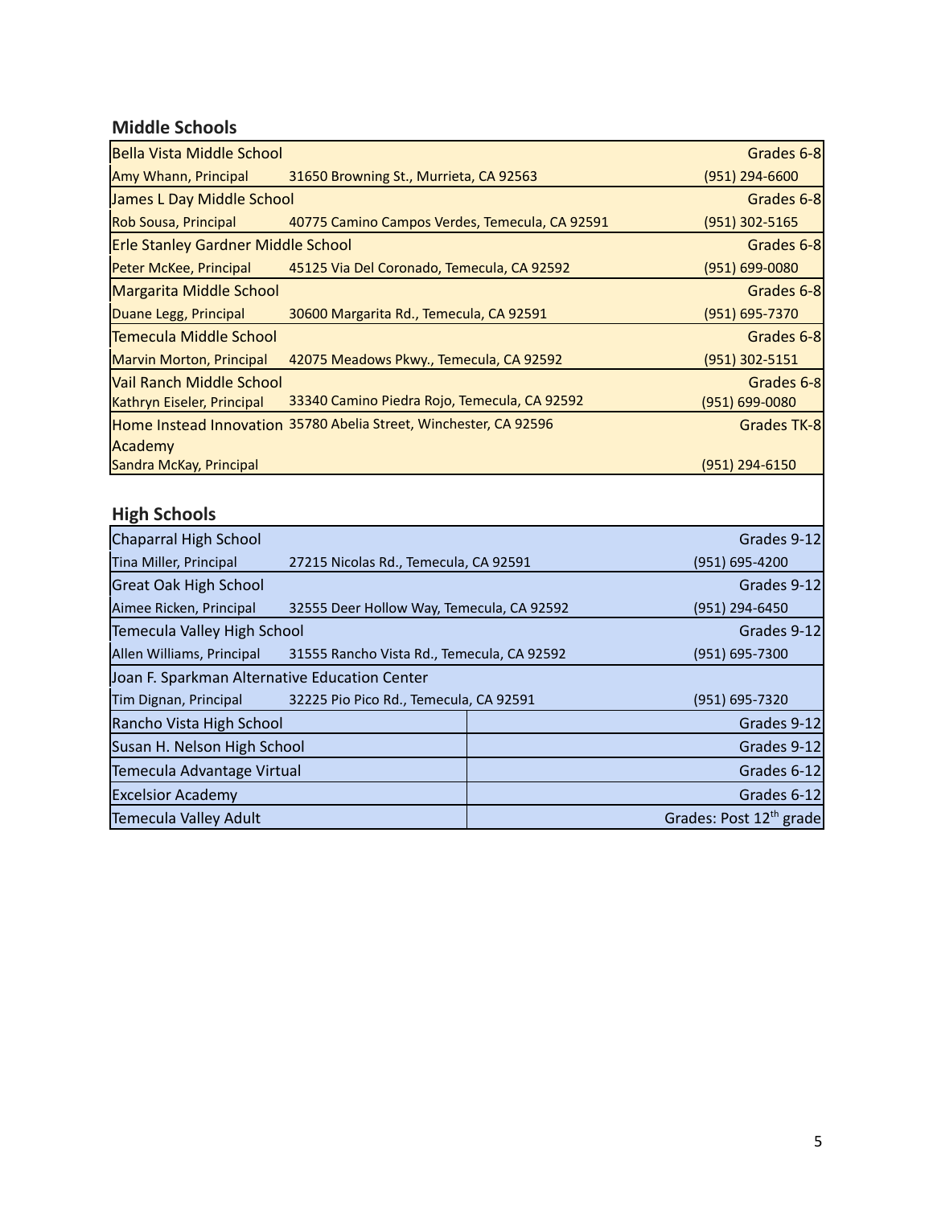## Middle Schools

| School / Principal | Address | Grades / Phone |
|---|---|---|
| Bella Vista Middle School | | Grades 6-8 |
| Amy Whann, Principal | 31650 Browning St., Murrieta, CA 92563 | (951) 294-6600 |
| James L Day Middle School | | Grades 6-8 |
| Rob Sousa, Principal | 40775 Camino Campos Verdes, Temecula, CA 92591 | (951) 302-5165 |
| Erle Stanley Gardner Middle School | | Grades 6-8 |
| Peter McKee, Principal | 45125 Via Del Coronado, Temecula, CA 92592 | (951) 699-0080 |
| Margarita Middle School | | Grades 6-8 |
| Duane Legg, Principal | 30600 Margarita Rd., Temecula, CA 92591 | (951) 695-7370 |
| Temecula Middle School | | Grades 6-8 |
| Marvin Morton, Principal | 42075 Meadows Pkwy., Temecula, CA 92592 | (951) 302-5151 |
| Vail Ranch Middle School | | Grades 6-8 |
| Kathryn Eiseler, Principal | 33340 Camino Piedra Rojo, Temecula, CA 92592 | (951) 699-0080 |
| Home Instead Innovation Academy | 35780 Abelia Street, Winchester, CA 92596 | Grades TK-8 |
| Sandra McKay, Principal | | (951) 294-6150 |

## High Schools

| School / Principal | Address | Grades / Phone |
|---|---|---|
| Chaparral High School | | Grades 9-12 |
| Tina Miller, Principal | 27215 Nicolas Rd., Temecula, CA 92591 | (951) 695-4200 |
| Great Oak High School | | Grades 9-12 |
| Aimee Ricken, Principal | 32555 Deer Hollow Way, Temecula, CA 92592 | (951) 294-6450 |
| Temecula Valley High School | | Grades 9-12 |
| Allen Williams, Principal | 31555 Rancho Vista Rd., Temecula, CA 92592 | (951) 695-7300 |
| Joan F. Sparkman Alternative Education Center | | |
| Tim Dignan, Principal | 32225 Pio Pico Rd., Temecula, CA 92591 | (951) 695-7320 |
| Rancho Vista High School | | Grades 9-12 |
| Susan H. Nelson High School | | Grades 9-12 |
| Temecula Advantage Virtual | | Grades 6-12 |
| Excelsior Academy | | Grades 6-12 |
| Temecula Valley Adult | | Grades: Post 12th grade |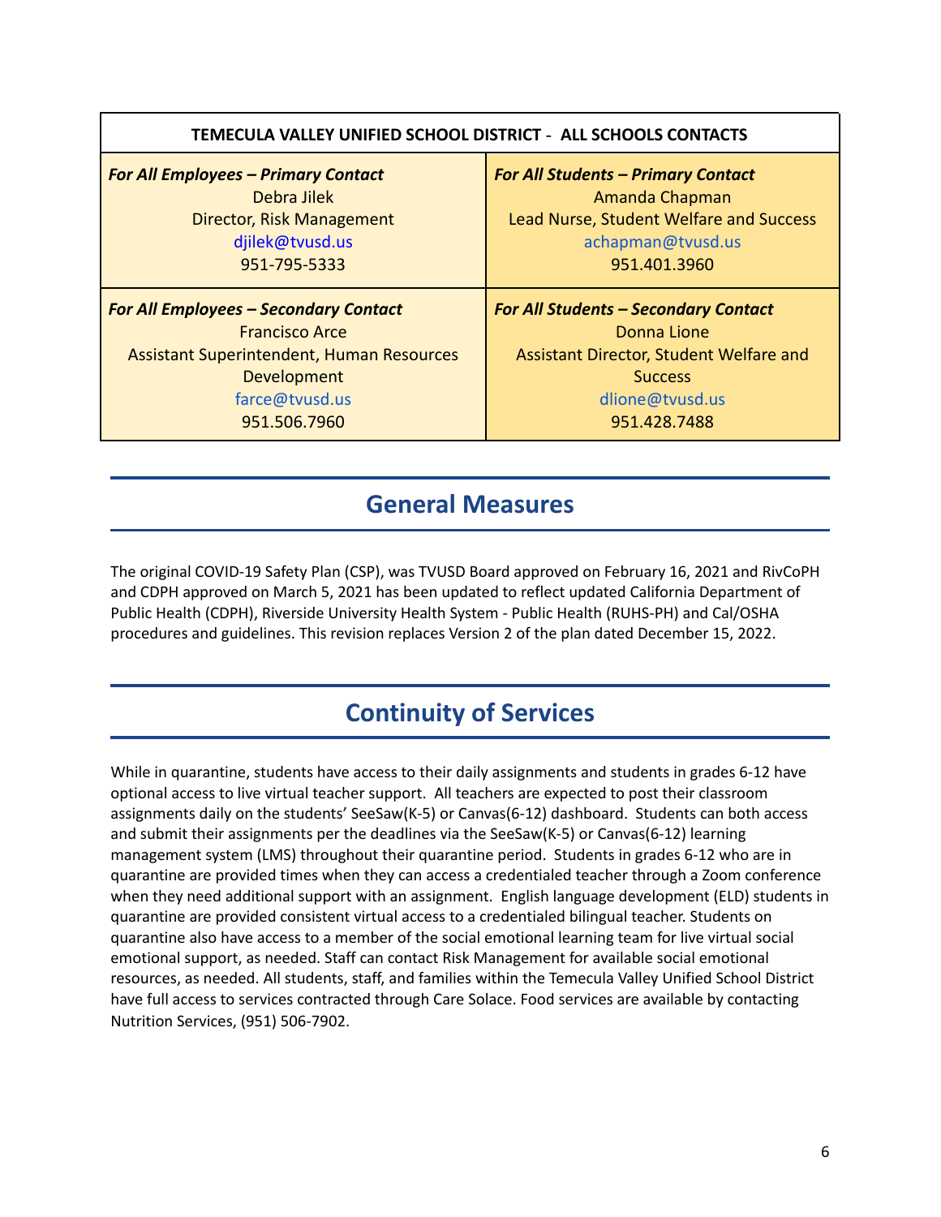| TEMECULA VALLEY UNIFIED SCHOOL DISTRICT - ALL SCHOOLS CONTACTS | |
|---|---|
| ***For All Employees – Primary Contact***<br>Debra Jilek<br>Director, Risk Management<br>djilek@tvusd.us<br>951-795-5333 | ***For All Students – Primary Contact***<br>Amanda Chapman<br>Lead Nurse, Student Welfare and Success<br>achapman@tvusd.us<br>951.401.3960 |
| ***For All Employees – Secondary Contact***<br>Francisco Arce<br>Assistant Superintendent, Human Resources Development<br>farce@tvusd.us<br>951.506.7960 | ***For All Students – Secondary Contact***<br>Donna Lione<br>Assistant Director, Student Welfare and Success<br>dlione@tvusd.us<br>951.428.7488 |

## General Measures

The original COVID-19 Safety Plan (CSP), was TVUSD Board approved on February 16, 2021 and RivCoPH and CDPH approved on March 5, 2021 has been updated to reflect updated California Department of Public Health (CDPH), Riverside University Health System - Public Health (RUHS-PH) and Cal/OSHA procedures and guidelines. This revision replaces Version 2 of the plan dated December 15, 2022.

## Continuity of Services

While in quarantine, students have access to their daily assignments and students in grades 6-12 have optional access to live virtual teacher support. All teachers are expected to post their classroom assignments daily on the students' SeeSaw(K-5) or Canvas(6-12) dashboard. Students can both access and submit their assignments per the deadlines via the SeeSaw(K-5) or Canvas(6-12) learning management system (LMS) throughout their quarantine period. Students in grades 6-12 who are in quarantine are provided times when they can access a credentialed teacher through a Zoom conference when they need additional support with an assignment. English language development (ELD) students in quarantine are provided consistent virtual access to a credentialed bilingual teacher. Students on quarantine also have access to a member of the social emotional learning team for live virtual social emotional support, as needed. Staff can contact Risk Management for available social emotional resources, as needed. All students, staff, and families within the Temecula Valley Unified School District have full access to services contracted through Care Solace. Food services are available by contacting Nutrition Services, (951) 506-7902.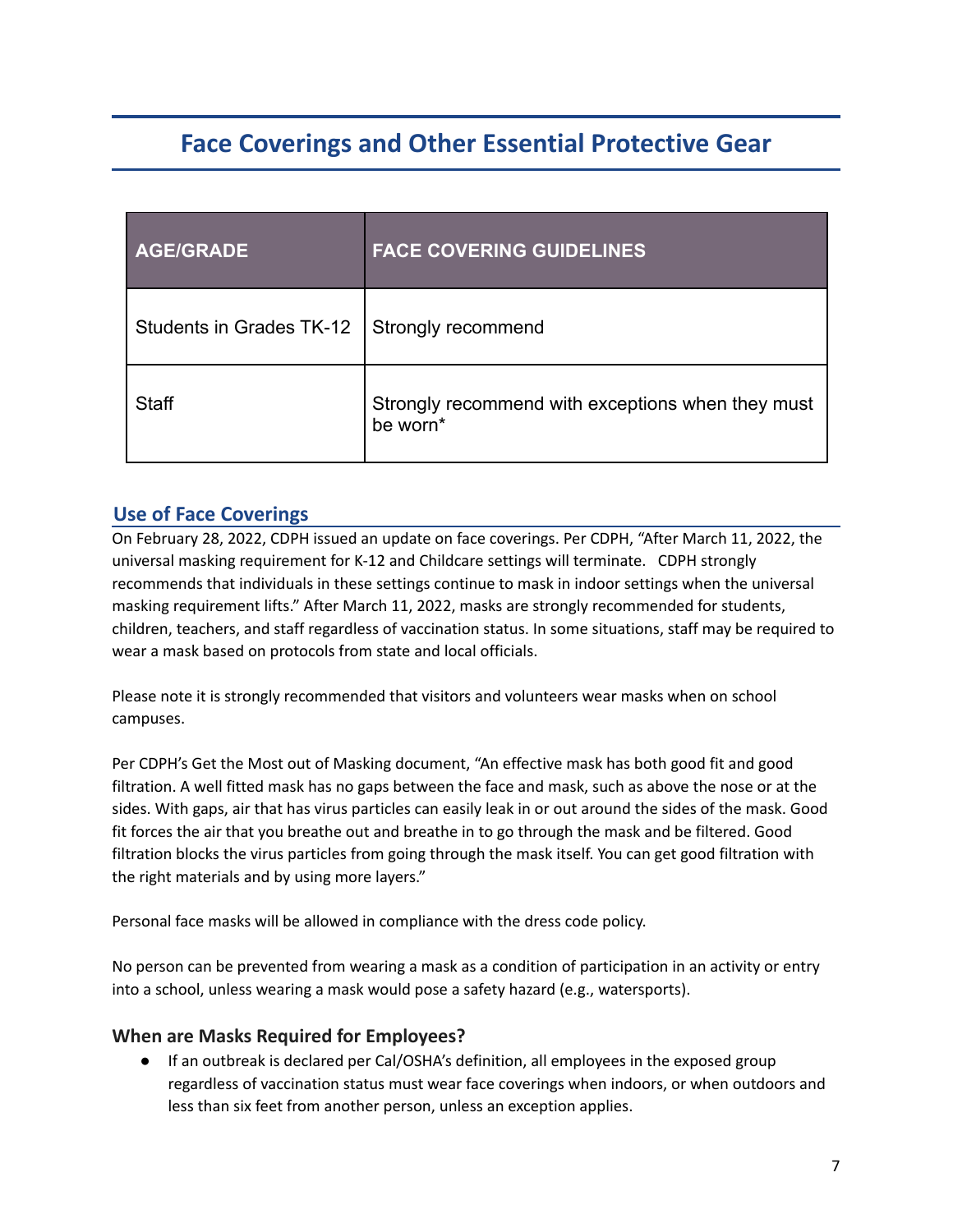# Face Coverings and Other Essential Protective Gear

| AGE/GRADE | FACE COVERING GUIDELINES |
| --- | --- |
| Students in Grades TK-12 | Strongly recommend |
| Staff | Strongly recommend with exceptions when they must be worn* |

## Use of Face Coverings

On February 28, 2022, CDPH issued an update on face coverings. Per CDPH, "After March 11, 2022, the universal masking requirement for K-12 and Childcare settings will terminate. CDPH strongly recommends that individuals in these settings continue to mask in indoor settings when the universal masking requirement lifts." After March 11, 2022, masks are strongly recommended for students, children, teachers, and staff regardless of vaccination status. In some situations, staff may be required to wear a mask based on protocols from state and local officials.

Please note it is strongly recommended that visitors and volunteers wear masks when on school campuses.

Per CDPH's Get the Most out of Masking document, "An effective mask has both good fit and good filtration. A well fitted mask has no gaps between the face and mask, such as above the nose or at the sides. With gaps, air that has virus particles can easily leak in or out around the sides of the mask. Good fit forces the air that you breathe out and breathe in to go through the mask and be filtered. Good filtration blocks the virus particles from going through the mask itself. You can get good filtration with the right materials and by using more layers."

Personal face masks will be allowed in compliance with the dress code policy.

No person can be prevented from wearing a mask as a condition of participation in an activity or entry into a school, unless wearing a mask would pose a safety hazard (e.g., watersports).

### When are Masks Required for Employees?

- If an outbreak is declared per Cal/OSHA's definition, all employees in the exposed group regardless of vaccination status must wear face coverings when indoors, or when outdoors and less than six feet from another person, unless an exception applies.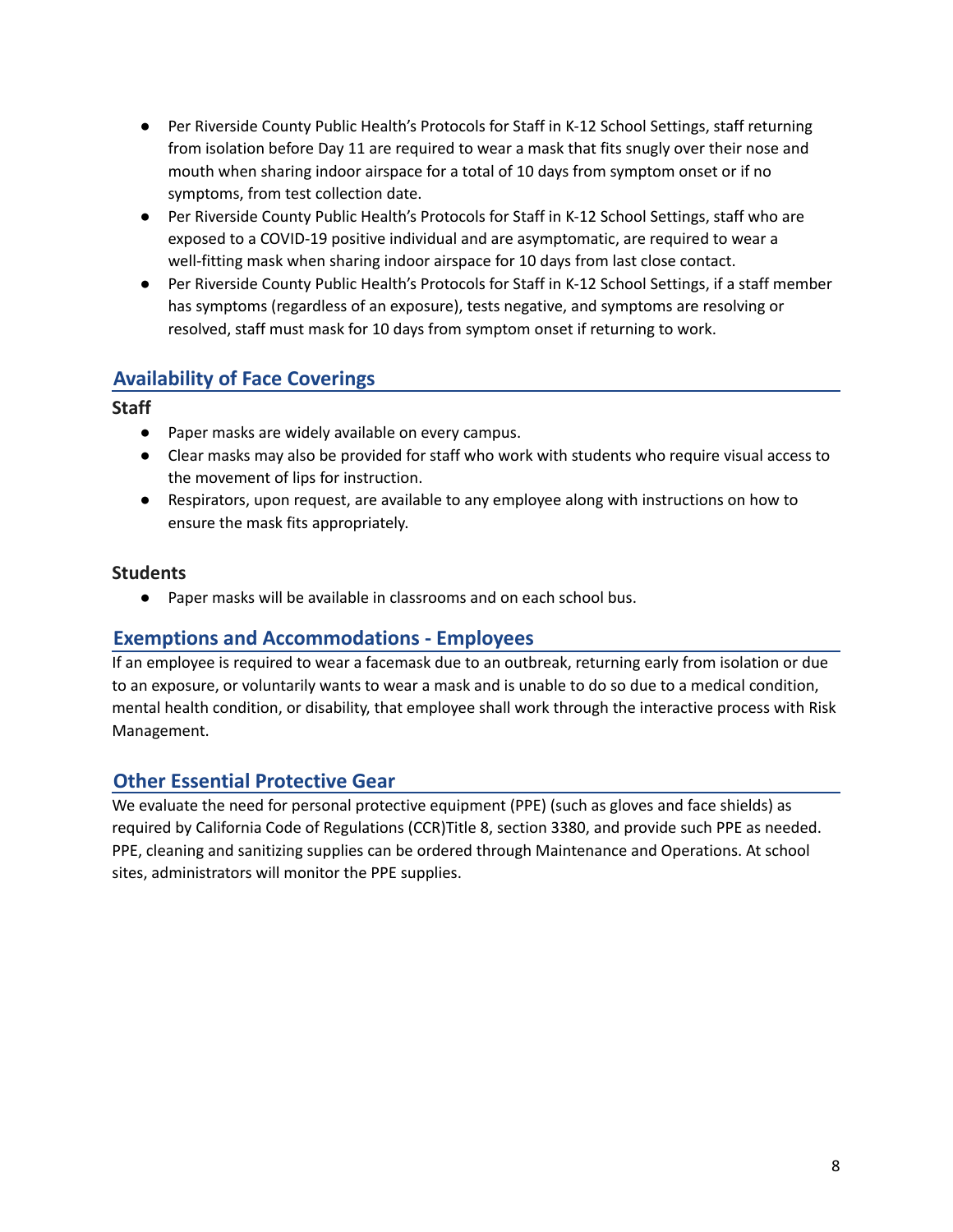- Per Riverside County Public Health's Protocols for Staff in K-12 School Settings, staff returning from isolation before Day 11 are required to wear a mask that fits snugly over their nose and mouth when sharing indoor airspace for a total of 10 days from symptom onset or if no symptoms, from test collection date.
- Per Riverside County Public Health's Protocols for Staff in K-12 School Settings, staff who are exposed to a COVID-19 positive individual and are asymptomatic, are required to wear a well-fitting mask when sharing indoor airspace for 10 days from last close contact.
- Per Riverside County Public Health's Protocols for Staff in K-12 School Settings, if a staff member has symptoms (regardless of an exposure), tests negative, and symptoms are resolving or resolved, staff must mask for 10 days from symptom onset if returning to work.

## Availability of Face Coverings

### Staff

- Paper masks are widely available on every campus.
- Clear masks may also be provided for staff who work with students who require visual access to the movement of lips for instruction.
- Respirators, upon request, are available to any employee along with instructions on how to ensure the mask fits appropriately.

### Students

- Paper masks will be available in classrooms and on each school bus.

## Exemptions and Accommodations - Employees

If an employee is required to wear a facemask due to an outbreak, returning early from isolation or due to an exposure, or voluntarily wants to wear a mask and is unable to do so due to a medical condition, mental health condition, or disability, that employee shall work through the interactive process with Risk Management.

## Other Essential Protective Gear

We evaluate the need for personal protective equipment (PPE) (such as gloves and face shields) as required by California Code of Regulations (CCR)Title 8, section 3380, and provide such PPE as needed. PPE, cleaning and sanitizing supplies can be ordered through Maintenance and Operations. At school sites, administrators will monitor the PPE supplies.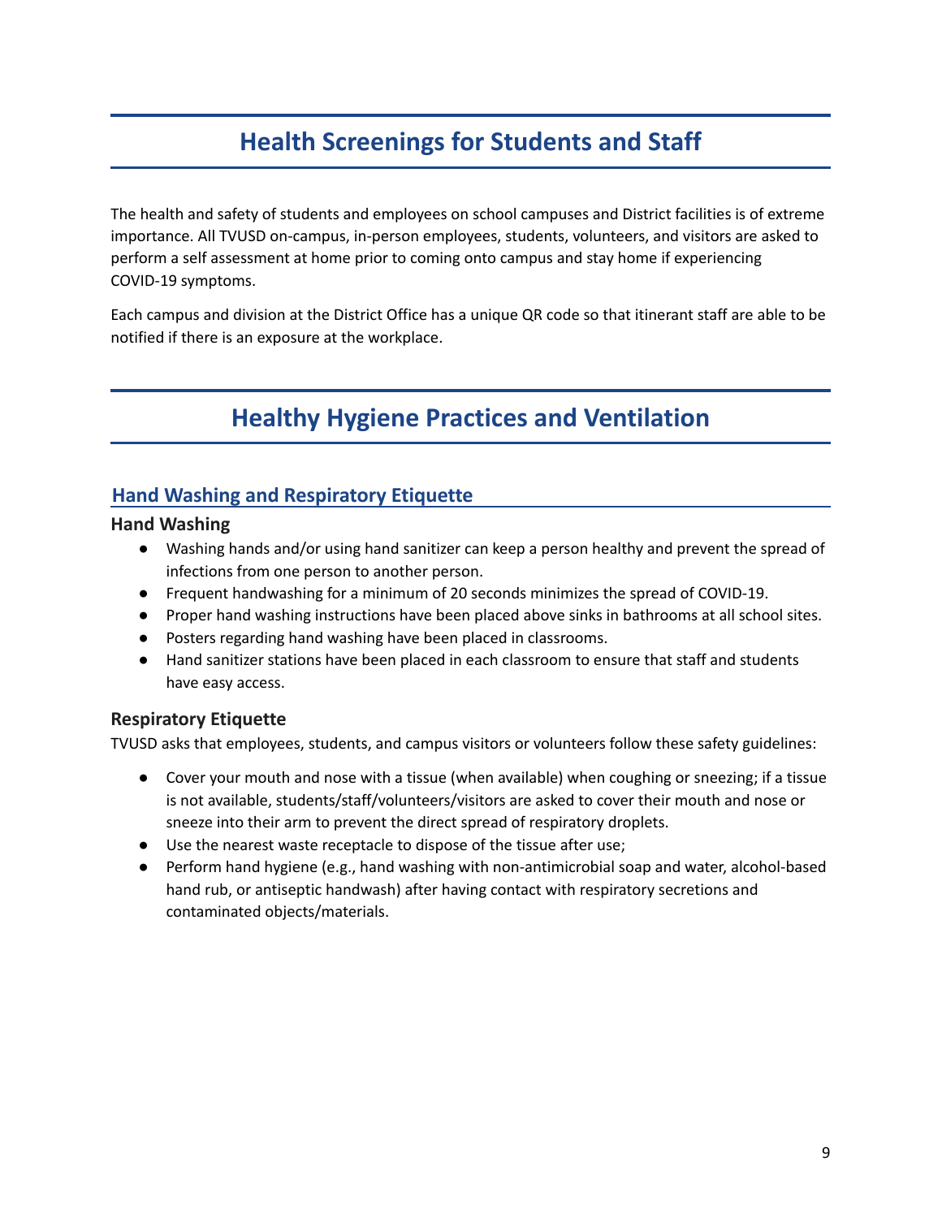# Health Screenings for Students and Staff

The health and safety of students and employees on school campuses and District facilities is of extreme importance. All TVUSD on-campus, in-person employees, students, volunteers, and visitors are asked to perform a self assessment at home prior to coming onto campus and stay home if experiencing COVID-19 symptoms.

Each campus and division at the District Office has a unique QR code so that itinerant staff are able to be notified if there is an exposure at the workplace.

# Healthy Hygiene Practices and Ventilation

## Hand Washing and Respiratory Etiquette

### Hand Washing

- Washing hands and/or using hand sanitizer can keep a person healthy and prevent the spread of infections from one person to another person.
- Frequent handwashing for a minimum of 20 seconds minimizes the spread of COVID-19.
- Proper hand washing instructions have been placed above sinks in bathrooms at all school sites.
- Posters regarding hand washing have been placed in classrooms.
- Hand sanitizer stations have been placed in each classroom to ensure that staff and students have easy access.

### Respiratory Etiquette

TVUSD asks that employees, students, and campus visitors or volunteers follow these safety guidelines:

- Cover your mouth and nose with a tissue (when available) when coughing or sneezing; if a tissue is not available, students/staff/volunteers/visitors are asked to cover their mouth and nose or sneeze into their arm to prevent the direct spread of respiratory droplets.
- Use the nearest waste receptacle to dispose of the tissue after use;
- Perform hand hygiene (e.g., hand washing with non-antimicrobial soap and water, alcohol-based hand rub, or antiseptic handwash) after having contact with respiratory secretions and contaminated objects/materials.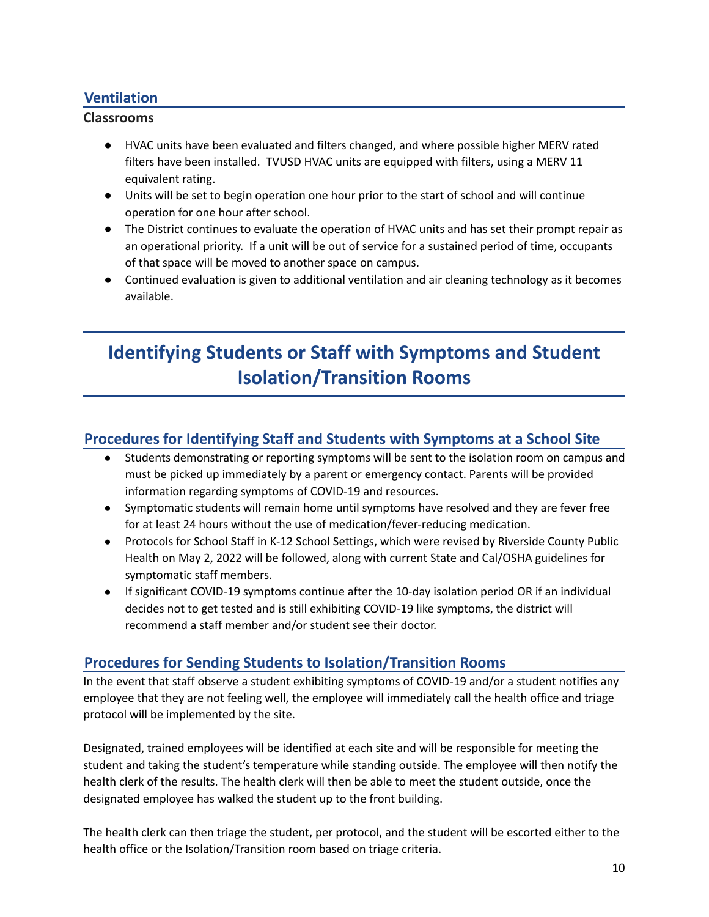## Ventilation

### Classrooms

- HVAC units have been evaluated and filters changed, and where possible higher MERV rated filters have been installed. TVUSD HVAC units are equipped with filters, using a MERV 11 equivalent rating.
- Units will be set to begin operation one hour prior to the start of school and will continue operation for one hour after school.
- The District continues to evaluate the operation of HVAC units and has set their prompt repair as an operational priority. If a unit will be out of service for a sustained period of time, occupants of that space will be moved to another space on campus.
- Continued evaluation is given to additional ventilation and air cleaning technology as it becomes available.

# Identifying Students or Staff with Symptoms and Student Isolation/Transition Rooms

## Procedures for Identifying Staff and Students with Symptoms at a School Site

- Students demonstrating or reporting symptoms will be sent to the isolation room on campus and must be picked up immediately by a parent or emergency contact. Parents will be provided information regarding symptoms of COVID-19 and resources.
- Symptomatic students will remain home until symptoms have resolved and they are fever free for at least 24 hours without the use of medication/fever-reducing medication.
- Protocols for School Staff in K-12 School Settings, which were revised by Riverside County Public Health on May 2, 2022 will be followed, along with current State and Cal/OSHA guidelines for symptomatic staff members.
- If significant COVID-19 symptoms continue after the 10-day isolation period OR if an individual decides not to get tested and is still exhibiting COVID-19 like symptoms, the district will recommend a staff member and/or student see their doctor.

## Procedures for Sending Students to Isolation/Transition Rooms

In the event that staff observe a student exhibiting symptoms of COVID-19 and/or a student notifies any employee that they are not feeling well, the employee will immediately call the health office and triage protocol will be implemented by the site.

Designated, trained employees will be identified at each site and will be responsible for meeting the student and taking the student's temperature while standing outside. The employee will then notify the health clerk of the results. The health clerk will then be able to meet the student outside, once the designated employee has walked the student up to the front building.

The health clerk can then triage the student, per protocol, and the student will be escorted either to the health office or the Isolation/Transition room based on triage criteria.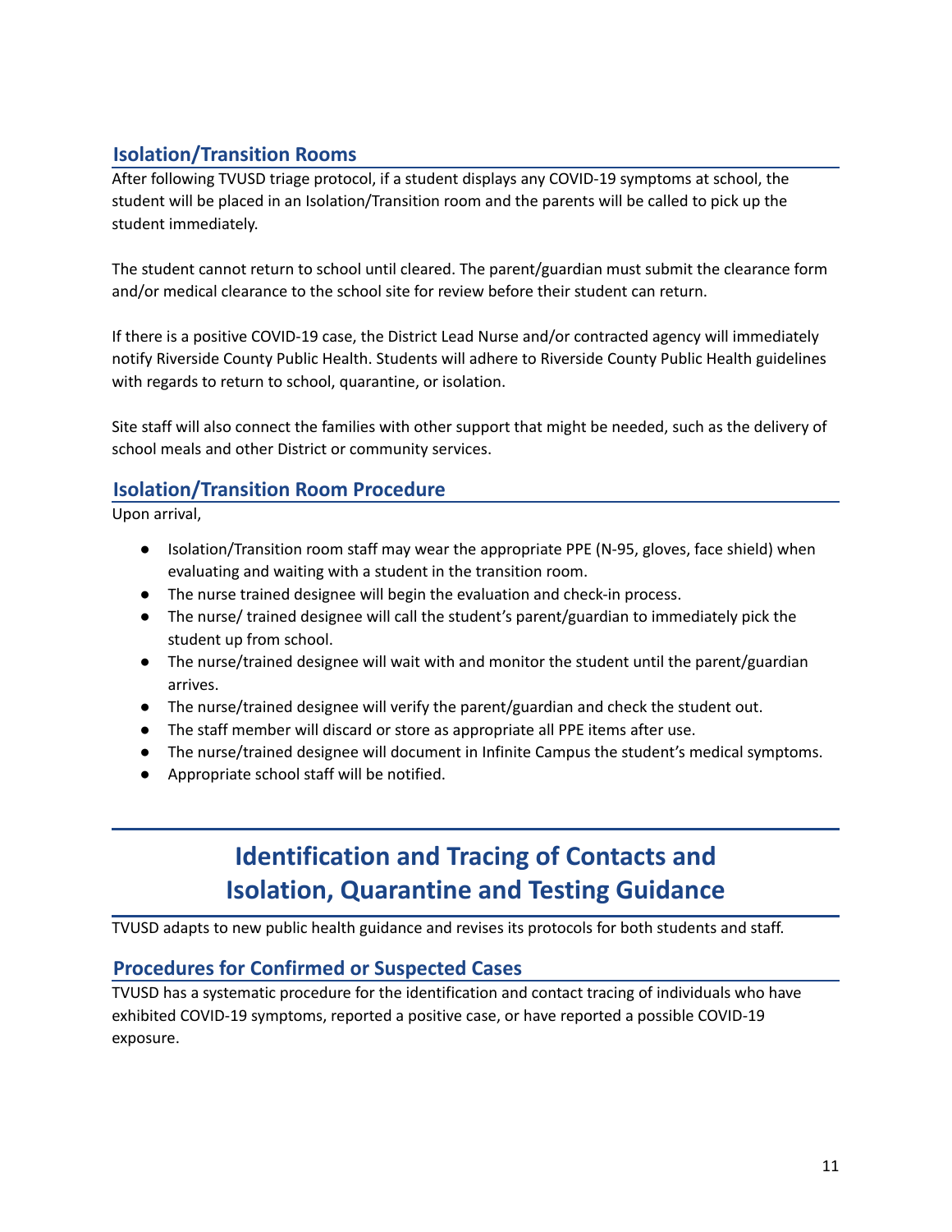## Isolation/Transition Rooms

After following TVUSD triage protocol, if a student displays any COVID-19 symptoms at school, the student will be placed in an Isolation/Transition room and the parents will be called to pick up the student immediately.

The student cannot return to school until cleared. The parent/guardian must submit the clearance form and/or medical clearance to the school site for review before their student can return.

If there is a positive COVID-19 case, the District Lead Nurse and/or contracted agency will immediately notify Riverside County Public Health. Students will adhere to Riverside County Public Health guidelines with regards to return to school, quarantine, or isolation.

Site staff will also connect the families with other support that might be needed, such as the delivery of school meals and other District or community services.

## Isolation/Transition Room Procedure

Upon arrival,

- Isolation/Transition room staff may wear the appropriate PPE (N-95, gloves, face shield) when evaluating and waiting with a student in the transition room.
- The nurse trained designee will begin the evaluation and check-in process.
- The nurse/ trained designee will call the student's parent/guardian to immediately pick the student up from school.
- The nurse/trained designee will wait with and monitor the student until the parent/guardian arrives.
- The nurse/trained designee will verify the parent/guardian and check the student out.
- The staff member will discard or store as appropriate all PPE items after use.
- The nurse/trained designee will document in Infinite Campus the student's medical symptoms.
- Appropriate school staff will be notified.

# Identification and Tracing of Contacts and Isolation, Quarantine and Testing Guidance

TVUSD adapts to new public health guidance and revises its protocols for both students and staff.

## Procedures for Confirmed or Suspected Cases

TVUSD has a systematic procedure for the identification and contact tracing of individuals who have exhibited COVID-19 symptoms, reported a positive case, or have reported a possible COVID-19 exposure.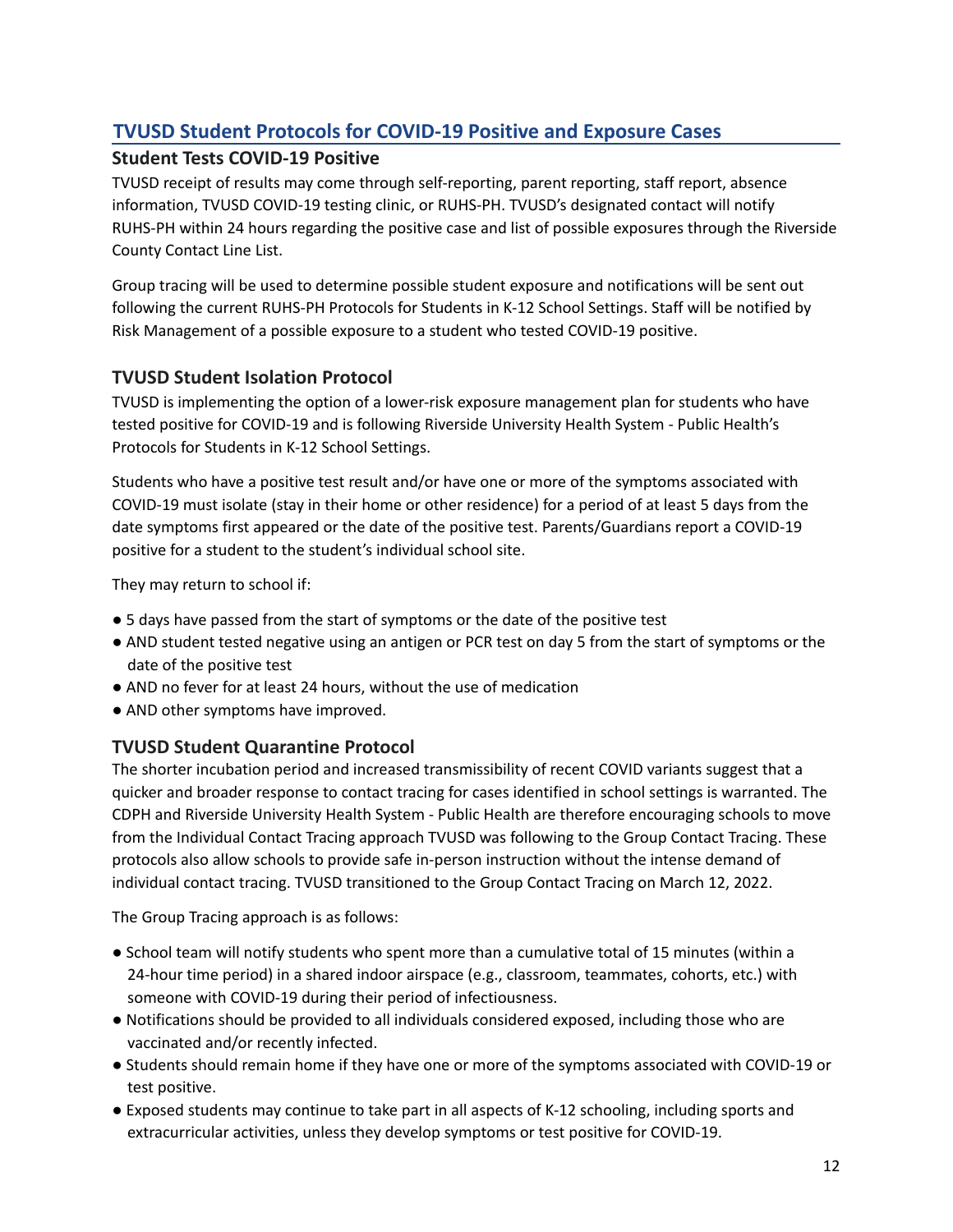## TVUSD Student Protocols for COVID-19 Positive and Exposure Cases

### Student Tests COVID-19 Positive

TVUSD receipt of results may come through self-reporting, parent reporting, staff report, absence information, TVUSD COVID-19 testing clinic, or RUHS-PH. TVUSD's designated contact will notify RUHS-PH within 24 hours regarding the positive case and list of possible exposures through the Riverside County Contact Line List.

Group tracing will be used to determine possible student exposure and notifications will be sent out following the current RUHS-PH Protocols for Students in K-12 School Settings. Staff will be notified by Risk Management of a possible exposure to a student who tested COVID-19 positive.

### TVUSD Student Isolation Protocol

TVUSD is implementing the option of a lower-risk exposure management plan for students who have tested positive for COVID-19 and is following Riverside University Health System - Public Health's Protocols for Students in K-12 School Settings.

Students who have a positive test result and/or have one or more of the symptoms associated with COVID-19 must isolate (stay in their home or other residence) for a period of at least 5 days from the date symptoms first appeared or the date of the positive test. Parents/Guardians report a COVID-19 positive for a student to the student's individual school site.

They may return to school if:

- 5 days have passed from the start of symptoms or the date of the positive test
- AND student tested negative using an antigen or PCR test on day 5 from the start of symptoms or the date of the positive test
- AND no fever for at least 24 hours, without the use of medication
- AND other symptoms have improved.

### TVUSD Student Quarantine Protocol

The shorter incubation period and increased transmissibility of recent COVID variants suggest that a quicker and broader response to contact tracing for cases identified in school settings is warranted. The CDPH and Riverside University Health System - Public Health are therefore encouraging schools to move from the Individual Contact Tracing approach TVUSD was following to the Group Contact Tracing. These protocols also allow schools to provide safe in-person instruction without the intense demand of individual contact tracing. TVUSD transitioned to the Group Contact Tracing on March 12, 2022.

The Group Tracing approach is as follows:

- School team will notify students who spent more than a cumulative total of 15 minutes (within a 24-hour time period) in a shared indoor airspace (e.g., classroom, teammates, cohorts, etc.) with someone with COVID-19 during their period of infectiousness.
- Notifications should be provided to all individuals considered exposed, including those who are vaccinated and/or recently infected.
- Students should remain home if they have one or more of the symptoms associated with COVID-19 or test positive.
- Exposed students may continue to take part in all aspects of K-12 schooling, including sports and extracurricular activities, unless they develop symptoms or test positive for COVID-19.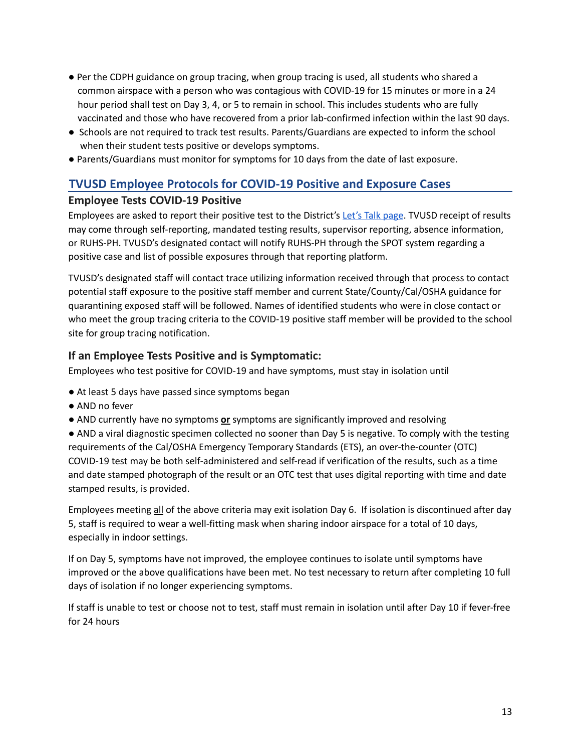- Per the CDPH guidance on group tracing, when group tracing is used, all students who shared a common airspace with a person who was contagious with COVID-19 for 15 minutes or more in a 24 hour period shall test on Day 3, 4, or 5 to remain in school. This includes students who are fully vaccinated and those who have recovered from a prior lab-confirmed infection within the last 90 days.
- Schools are not required to track test results. Parents/Guardians are expected to inform the school when their student tests positive or develops symptoms.
- Parents/Guardians must monitor for symptoms for 10 days from the date of last exposure.

## TVUSD Employee Protocols for COVID-19 Positive and Exposure Cases

### Employee Tests COVID-19 Positive

Employees are asked to report their positive test to the District's [Let's Talk page](). TVUSD receipt of results may come through self-reporting, mandated testing results, supervisor reporting, absence information, or RUHS-PH. TVUSD's designated contact will notify RUHS-PH through the SPOT system regarding a positive case and list of possible exposures through that reporting platform.

TVUSD's designated staff will contact trace utilizing information received through that process to contact potential staff exposure to the positive staff member and current State/County/Cal/OSHA guidance for quarantining exposed staff will be followed. Names of identified students who were in close contact or who meet the group tracing criteria to the COVID-19 positive staff member will be provided to the school site for group tracing notification.

### If an Employee Tests Positive and is Symptomatic:

Employees who test positive for COVID-19 and have symptoms, must stay in isolation until

- At least 5 days have passed since symptoms began
- AND no fever
- AND currently have no symptoms ***or*** symptoms are significantly improved and resolving
- AND a viral diagnostic specimen collected no sooner than Day 5 is negative. To comply with the testing requirements of the Cal/OSHA Emergency Temporary Standards (ETS), an over-the-counter (OTC) COVID-19 test may be both self-administered and self-read if verification of the results, such as a time and date stamped photograph of the result or an OTC test that uses digital reporting with time and date stamped results, is provided.

Employees meeting all of the above criteria may exit isolation Day 6. If isolation is discontinued after day 5, staff is required to wear a well-fitting mask when sharing indoor airspace for a total of 10 days, especially in indoor settings.

If on Day 5, symptoms have not improved, the employee continues to isolate until symptoms have improved or the above qualifications have been met. No test necessary to return after completing 10 full days of isolation if no longer experiencing symptoms.

If staff is unable to test or choose not to test, staff must remain in isolation until after Day 10 if fever-free for 24 hours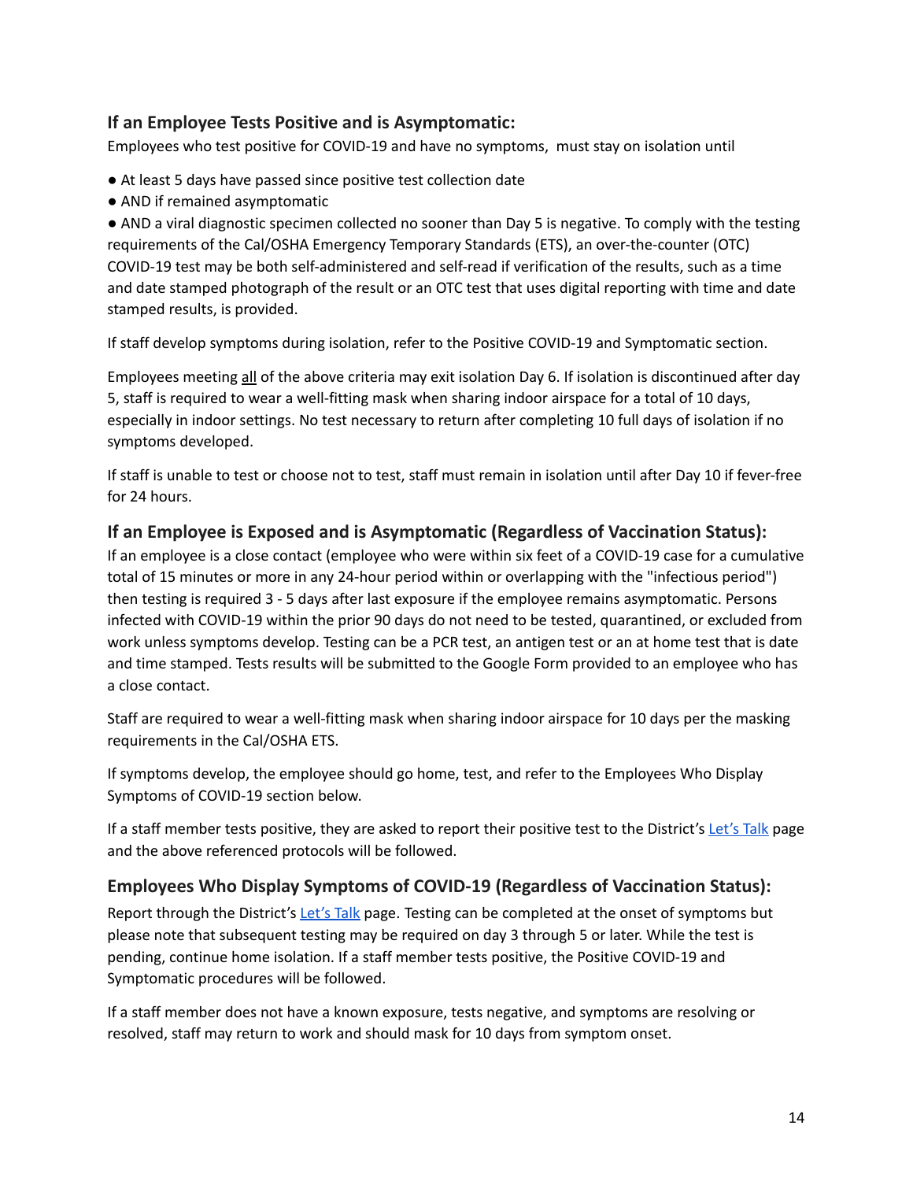### If an Employee Tests Positive and is Asymptomatic:

Employees who test positive for COVID-19 and have no symptoms, must stay on isolation until

- At least 5 days have passed since positive test collection date
- AND if remained asymptomatic
- AND a viral diagnostic specimen collected no sooner than Day 5 is negative. To comply with the testing requirements of the Cal/OSHA Emergency Temporary Standards (ETS), an over-the-counter (OTC) COVID-19 test may be both self-administered and self-read if verification of the results, such as a time and date stamped photograph of the result or an OTC test that uses digital reporting with time and date stamped results, is provided.

If staff develop symptoms during isolation, refer to the Positive COVID-19 and Symptomatic section.

Employees meeting <u>all</u> of the above criteria may exit isolation Day 6. If isolation is discontinued after day 5, staff is required to wear a well-fitting mask when sharing indoor airspace for a total of 10 days, especially in indoor settings. No test necessary to return after completing 10 full days of isolation if no symptoms developed.

If staff is unable to test or choose not to test, staff must remain in isolation until after Day 10 if fever-free for 24 hours.

### If an Employee is Exposed and is Asymptomatic (Regardless of Vaccination Status):

If an employee is a close contact (employee who were within six feet of a COVID-19 case for a cumulative total of 15 minutes or more in any 24-hour period within or overlapping with the "infectious period") then testing is required 3 - 5 days after last exposure if the employee remains asymptomatic. Persons infected with COVID-19 within the prior 90 days do not need to be tested, quarantined, or excluded from work unless symptoms develop. Testing can be a PCR test, an antigen test or an at home test that is date and time stamped. Tests results will be submitted to the Google Form provided to an employee who has a close contact.

Staff are required to wear a well-fitting mask when sharing indoor airspace for 10 days per the masking requirements in the Cal/OSHA ETS.

If symptoms develop, the employee should go home, test, and refer to the Employees Who Display Symptoms of COVID-19 section below.

If a staff member tests positive, they are asked to report their positive test to the District's Let's Talk page and the above referenced protocols will be followed.

### Employees Who Display Symptoms of COVID-19 (Regardless of Vaccination Status):

Report through the District's Let's Talk page. Testing can be completed at the onset of symptoms but please note that subsequent testing may be required on day 3 through 5 or later. While the test is pending, continue home isolation. If a staff member tests positive, the Positive COVID-19 and Symptomatic procedures will be followed.

If a staff member does not have a known exposure, tests negative, and symptoms are resolving or resolved, staff may return to work and should mask for 10 days from symptom onset.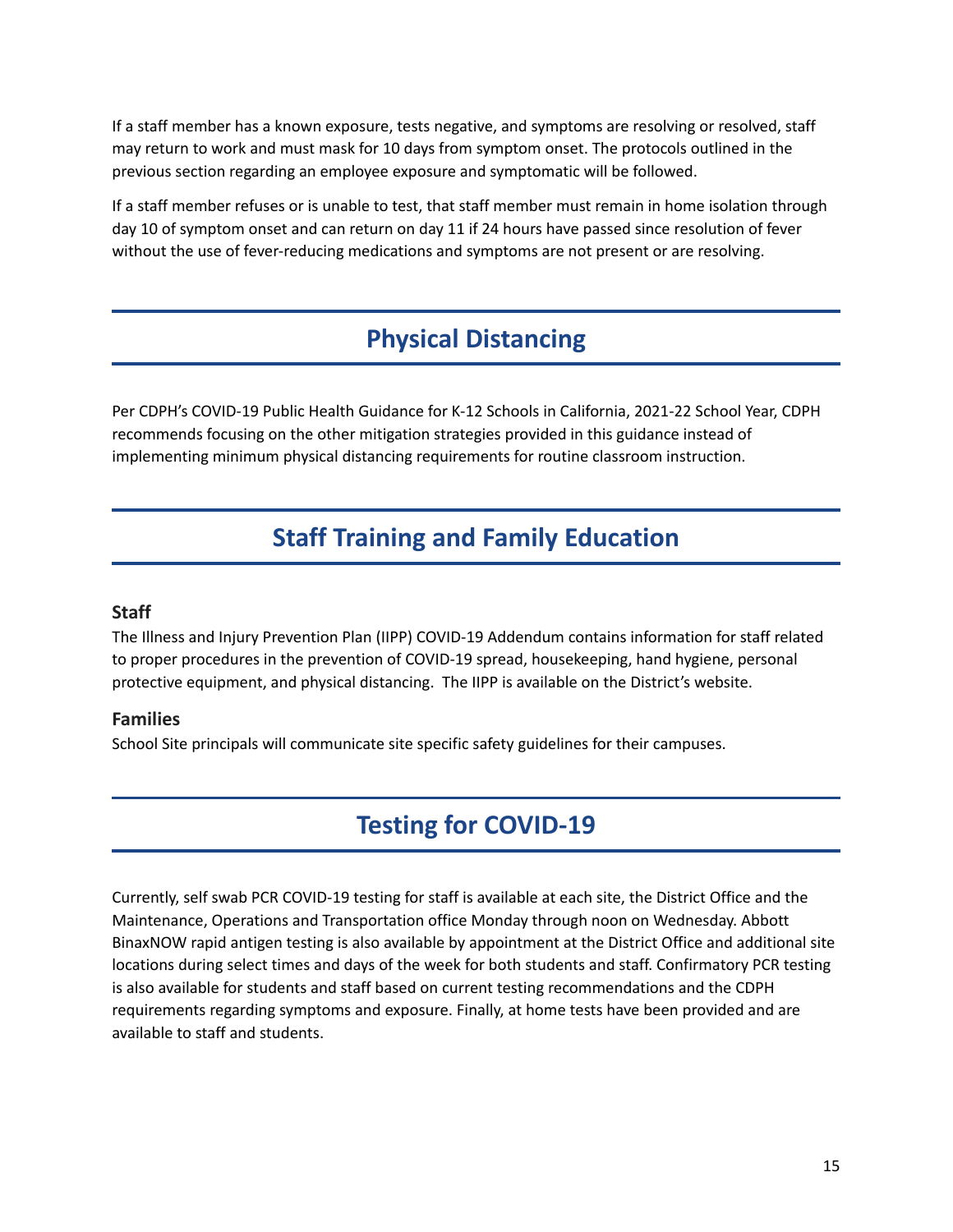If a staff member has a known exposure, tests negative, and symptoms are resolving or resolved, staff may return to work and must mask for 10 days from symptom onset. The protocols outlined in the previous section regarding an employee exposure and symptomatic will be followed.

If a staff member refuses or is unable to test, that staff member must remain in home isolation through day 10 of symptom onset and can return on day 11 if 24 hours have passed since resolution of fever without the use of fever-reducing medications and symptoms are not present or are resolving.

## Physical Distancing

Per CDPH's COVID-19 Public Health Guidance for K-12 Schools in California, 2021-22 School Year, CDPH recommends focusing on the other mitigation strategies provided in this guidance instead of implementing minimum physical distancing requirements for routine classroom instruction.

## Staff Training and Family Education

### Staff

The Illness and Injury Prevention Plan (IIPP) COVID-19 Addendum contains information for staff related to proper procedures in the prevention of COVID-19 spread, housekeeping, hand hygiene, personal protective equipment, and physical distancing. The IIPP is available on the District's website.

### Families

School Site principals will communicate site specific safety guidelines for their campuses.

## Testing for COVID-19

Currently, self swab PCR COVID-19 testing for staff is available at each site, the District Office and the Maintenance, Operations and Transportation office Monday through noon on Wednesday. Abbott BinaxNOW rapid antigen testing is also available by appointment at the District Office and additional site locations during select times and days of the week for both students and staff. Confirmatory PCR testing is also available for students and staff based on current testing recommendations and the CDPH requirements regarding symptoms and exposure. Finally, at home tests have been provided and are available to staff and students.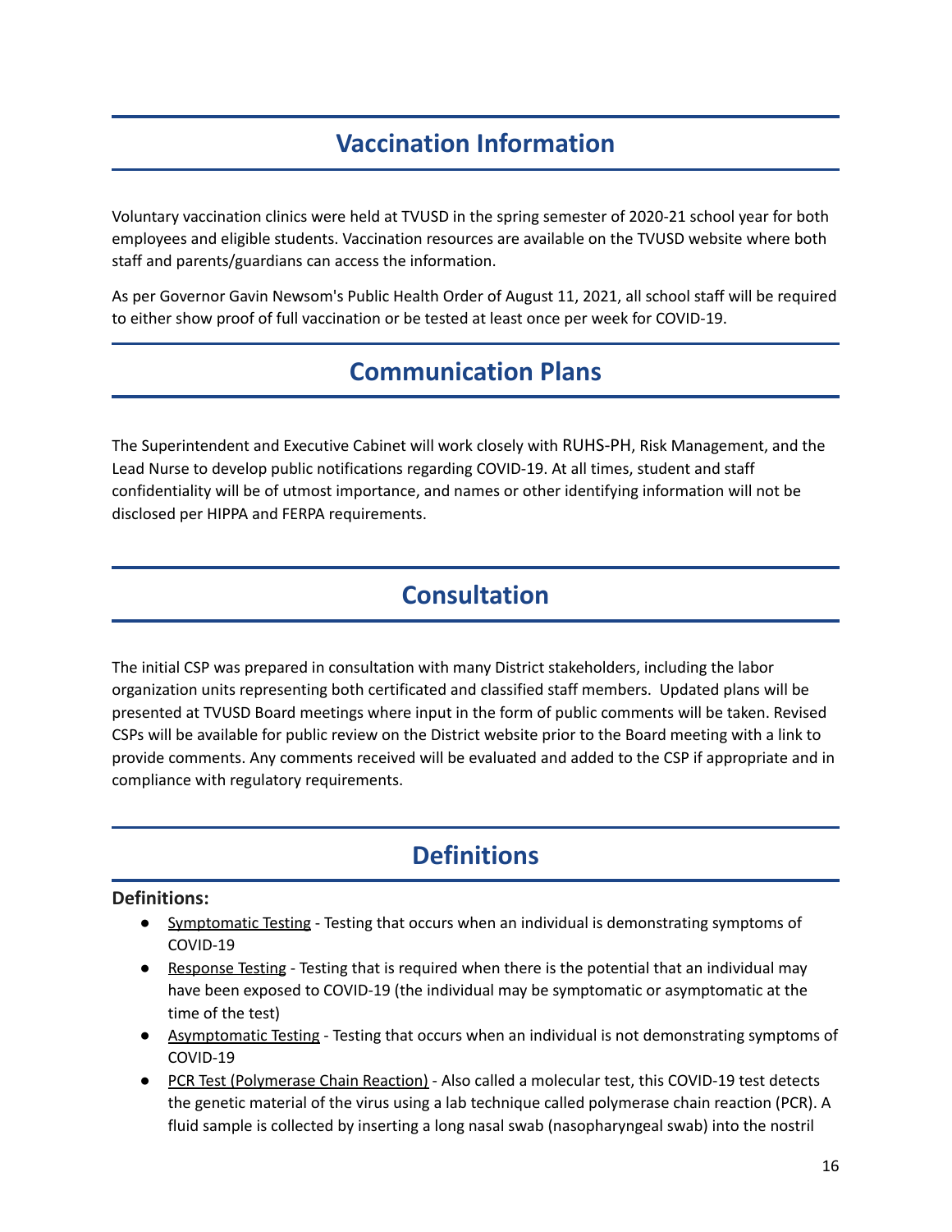# Vaccination Information

Voluntary vaccination clinics were held at TVUSD in the spring semester of 2020-21 school year for both employees and eligible students. Vaccination resources are available on the TVUSD website where both staff and parents/guardians can access the information.

As per Governor Gavin Newsom's Public Health Order of August 11, 2021, all school staff will be required to either show proof of full vaccination or be tested at least once per week for COVID-19.

# Communication Plans

The Superintendent and Executive Cabinet will work closely with RUHS-PH, Risk Management, and the Lead Nurse to develop public notifications regarding COVID-19. At all times, student and staff confidentiality will be of utmost importance, and names or other identifying information will not be disclosed per HIPPA and FERPA requirements.

# Consultation

The initial CSP was prepared in consultation with many District stakeholders, including the labor organization units representing both certificated and classified staff members. Updated plans will be presented at TVUSD Board meetings where input in the form of public comments will be taken. Revised CSPs will be available for public review on the District website prior to the Board meeting with a link to provide comments. Any comments received will be evaluated and added to the CSP if appropriate and in compliance with regulatory requirements.

# Definitions

**Definitions:**

- Symptomatic Testing - Testing that occurs when an individual is demonstrating symptoms of COVID-19
- Response Testing - Testing that is required when there is the potential that an individual may have been exposed to COVID-19 (the individual may be symptomatic or asymptomatic at the time of the test)
- Asymptomatic Testing - Testing that occurs when an individual is not demonstrating symptoms of COVID-19
- PCR Test (Polymerase Chain Reaction) - Also called a molecular test, this COVID-19 test detects the genetic material of the virus using a lab technique called polymerase chain reaction (PCR). A fluid sample is collected by inserting a long nasal swab (nasopharyngeal swab) into the nostril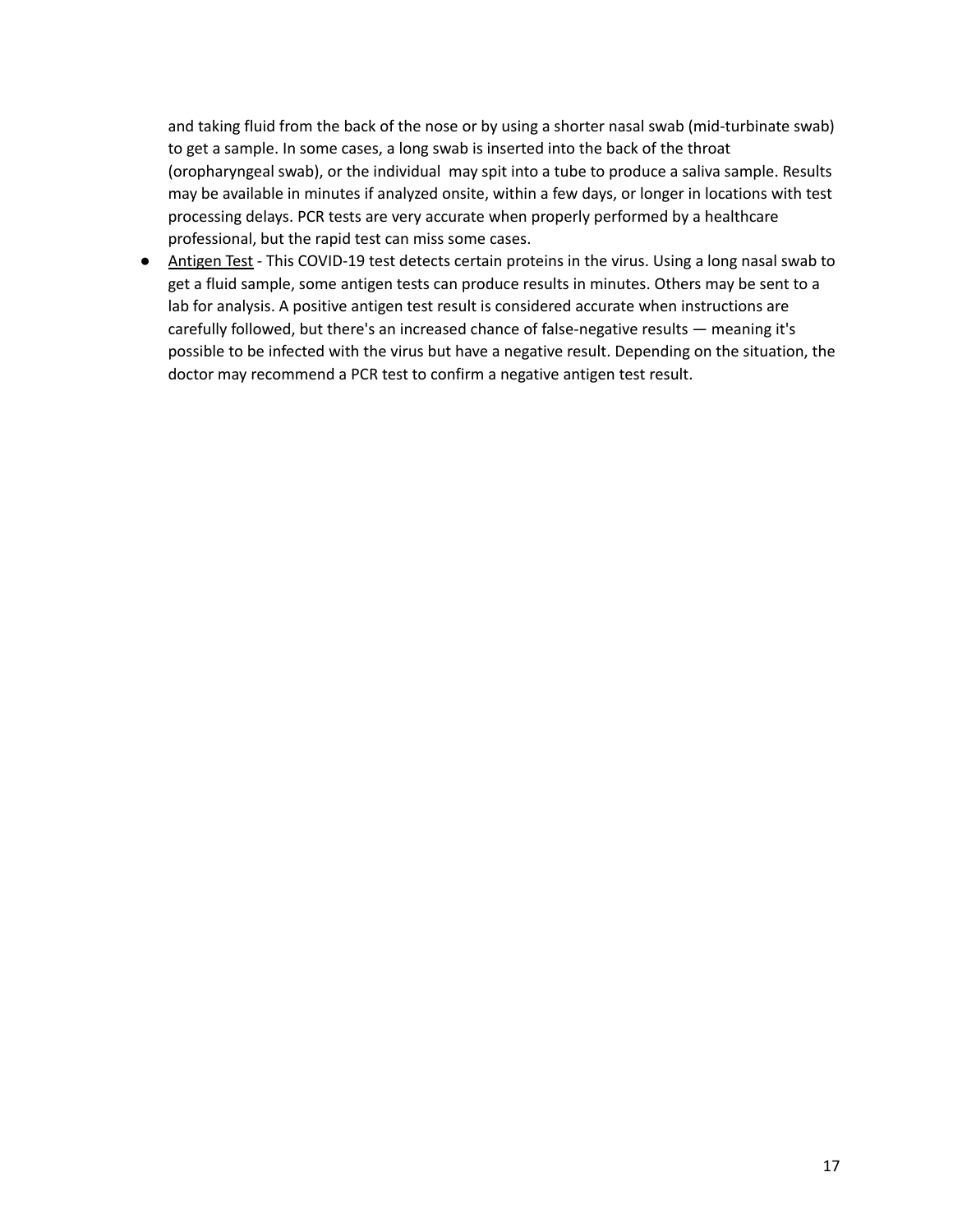and taking fluid from the back of the nose or by using a shorter nasal swab (mid-turbinate swab) to get a sample. In some cases, a long swab is inserted into the back of the throat (oropharyngeal swab), or the individual may spit into a tube to produce a saliva sample. Results may be available in minutes if analyzed onsite, within a few days, or longer in locations with test processing delays. PCR tests are very accurate when properly performed by a healthcare professional, but the rapid test can miss some cases.

- Antigen Test - This COVID-19 test detects certain proteins in the virus. Using a long nasal swab to get a fluid sample, some antigen tests can produce results in minutes. Others may be sent to a lab for analysis. A positive antigen test result is considered accurate when instructions are carefully followed, but there's an increased chance of false-negative results — meaning it's possible to be infected with the virus but have a negative result. Depending on the situation, the doctor may recommend a PCR test to confirm a negative antigen test result.